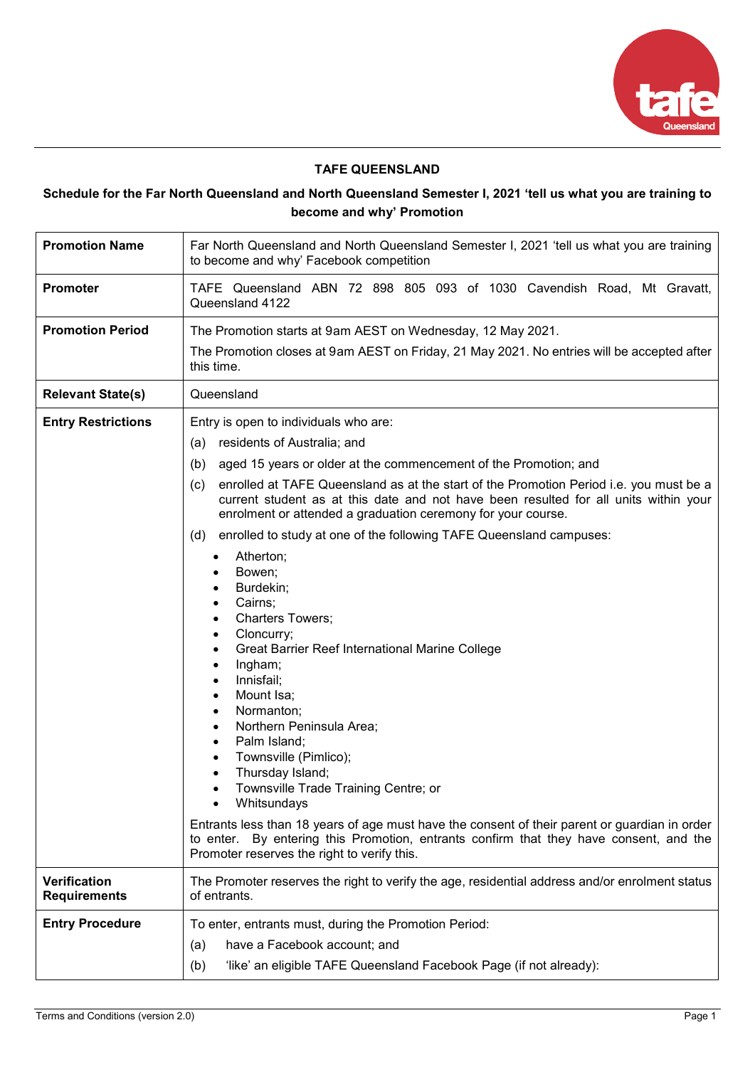# TAFE QUEENSLAND

## Schedule for the Far North Queensland and North Queensland Semester I, 2021 'tell us what you are training to become and why' Promotion

| | |
|---|---|
| **Promotion Name** | Far North Queensland and North Queensland Semester I, 2021 'tell us what you are training to become and why' Facebook competition |
| **Promoter** | TAFE Queensland ABN 72 898 805 093 of 1030 Cavendish Road, Mt Gravatt, Queensland 4122 |
| **Promotion Period** | The Promotion starts at 9am AEST on Wednesday, 12 May 2021.<br>The Promotion closes at 9am AEST on Friday, 21 May 2021. No entries will be accepted after this time. |
| **Relevant State(s)** | Queensland |
| **Entry Restrictions** | Entry is open to individuals who are:<br>(a) residents of Australia; and<br>(b) aged 15 years or older at the commencement of the Promotion; and<br>(c) enrolled at TAFE Queensland as at the start of the Promotion Period i.e. you must be a current student as at this date and not have been resulted for all units within your enrolment or attended a graduation ceremony for your course.<br>(d) enrolled to study at one of the following TAFE Queensland campuses:<br>• Atherton;<br>• Bowen;<br>• Burdekin;<br>• Cairns;<br>• Charters Towers;<br>• Cloncurry;<br>• Great Barrier Reef International Marine College<br>• Ingham;<br>• Innisfail;<br>• Mount Isa;<br>• Normanton;<br>• Northern Peninsula Area;<br>• Palm Island;<br>• Townsville (Pimlico);<br>• Thursday Island;<br>• Townsville Trade Training Centre; or<br>• Whitsundays<br>Entrants less than 18 years of age must have the consent of their parent or guardian in order to enter. By entering this Promotion, entrants confirm that they have consent, and the Promoter reserves the right to verify this. |
| **Verification Requirements** | The Promoter reserves the right to verify the age, residential address and/or enrolment status of entrants. |
| **Entry Procedure** | To enter, entrants must, during the Promotion Period:<br>(a) have a Facebook account; and<br>(b) 'like' an eligible TAFE Queensland Facebook Page (if not already): |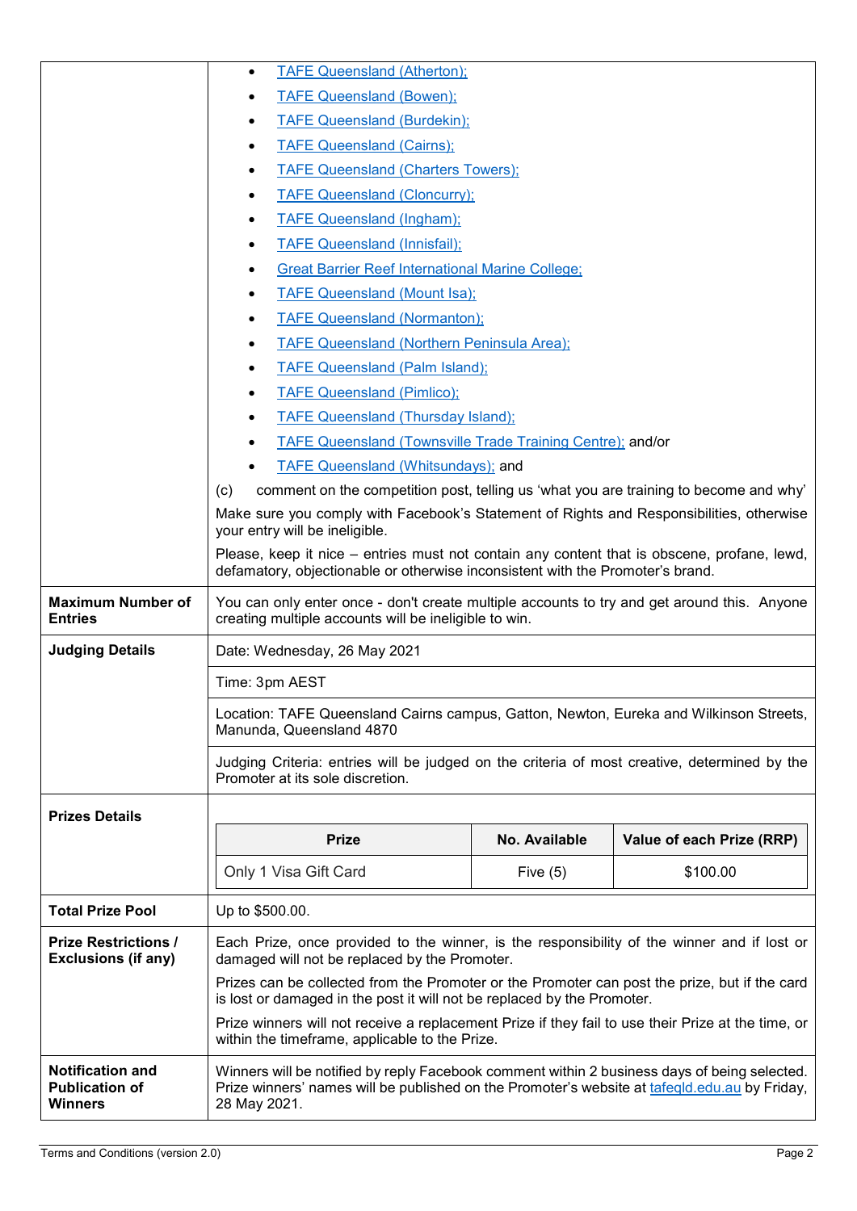| | |
|---|---|
| | • TAFE Queensland (Atherton);<br>• TAFE Queensland (Bowen);<br>• TAFE Queensland (Burdekin);<br>• TAFE Queensland (Cairns);<br>• TAFE Queensland (Charters Towers);<br>• TAFE Queensland (Cloncurry);<br>• TAFE Queensland (Ingham);<br>• TAFE Queensland (Innisfail);<br>• Great Barrier Reef International Marine College;<br>• TAFE Queensland (Mount Isa);<br>• TAFE Queensland (Normanton);<br>• TAFE Queensland (Northern Peninsula Area);<br>• TAFE Queensland (Palm Island);<br>• TAFE Queensland (Pimlico);<br>• TAFE Queensland (Thursday Island);<br>• TAFE Queensland (Townsville Trade Training Centre); and/or<br>• TAFE Queensland (Whitsundays); and<br>(c) comment on the competition post, telling us 'what you are training to become and why'<br>Make sure you comply with Facebook's Statement of Rights and Responsibilities, otherwise your entry will be ineligible.<br>Please, keep it nice – entries must not contain any content that is obscene, profane, lewd, defamatory, objectionable or otherwise inconsistent with the Promoter's brand. |
| **Maximum Number of Entries** | You can only enter once - don't create multiple accounts to try and get around this. Anyone creating multiple accounts will be ineligible to win. |
| **Judging Details** | Date: Wednesday, 26 May 2021<br>Time: 3pm AEST<br>Location: TAFE Queensland Cairns campus, Gatton, Newton, Eureka and Wilkinson Streets, Manunda, Queensland 4870<br>Judging Criteria: entries will be judged on the criteria of most creative, determined by the Promoter at its sole discretion. |
| **Prizes Details** | **Prize**: Only 1 Visa Gift Card — **No. Available**: Five (5) — **Value of each Prize (RRP)**: $100.00 |
| **Total Prize Pool** | Up to $500.00. |
| **Prize Restrictions / Exclusions (if any)** | Each Prize, once provided to the winner, is the responsibility of the winner and if lost or damaged will not be replaced by the Promoter.<br>Prizes can be collected from the Promoter or the Promoter can post the prize, but if the card is lost or damaged in the post it will not be replaced by the Promoter.<br>Prize winners will not receive a replacement Prize if they fail to use their Prize at the time, or within the timeframe, applicable to the Prize. |
| **Notification and Publication of Winners** | Winners will be notified by reply Facebook comment within 2 business days of being selected. Prize winners' names will be published on the Promoter's website at tafeqld.edu.au by Friday, 28 May 2021. |

**Prizes Details**

| Prize | No. Available | Value of each Prize (RRP) |
|---|---|---|
| Only 1 Visa Gift Card | Five (5) | $100.00 |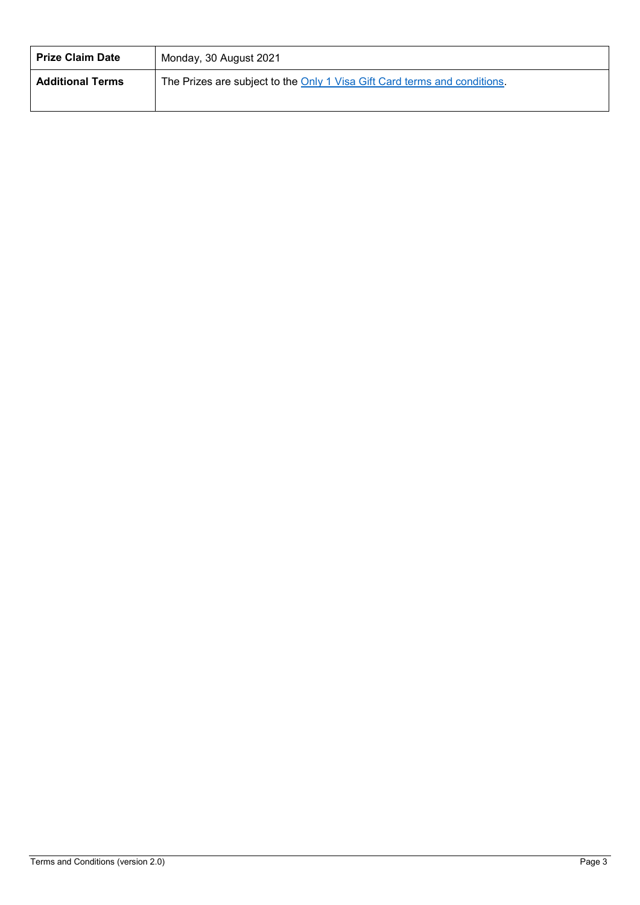| **Prize Claim Date** | Monday, 30 August 2021 |
| --- | --- |
| **Additional Terms** | The Prizes are subject to the Only 1 Visa Gift Card terms and conditions. |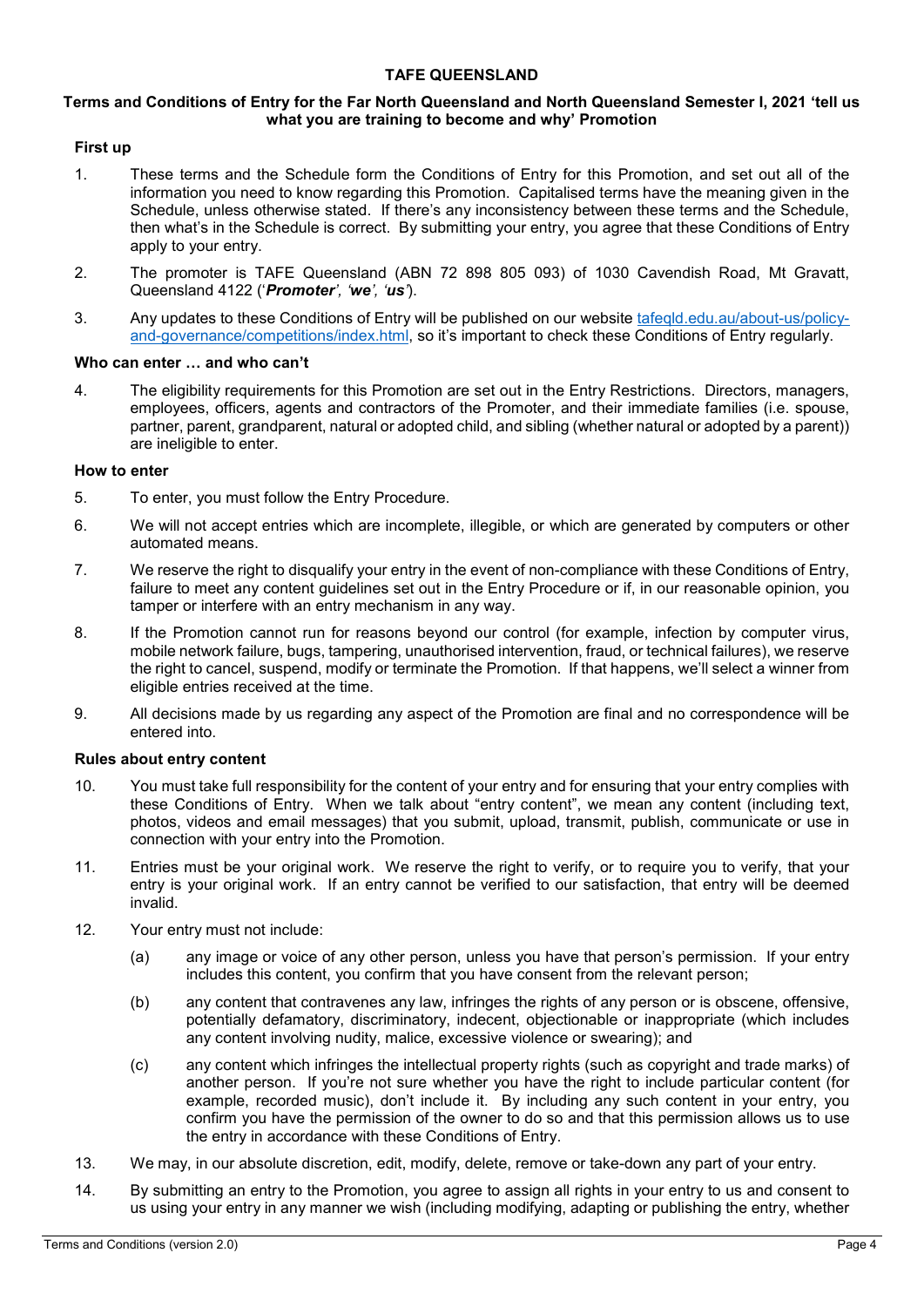**TAFE QUEENSLAND**

**Terms and Conditions of Entry for the Far North Queensland and North Queensland Semester I, 2021 'tell us what you are training to become and why' Promotion**

**First up**

1. These terms and the Schedule form the Conditions of Entry for this Promotion, and set out all of the information you need to know regarding this Promotion. Capitalised terms have the meaning given in the Schedule, unless otherwise stated. If there's any inconsistency between these terms and the Schedule, then what's in the Schedule is correct. By submitting your entry, you agree that these Conditions of Entry apply to your entry.

2. The promoter is TAFE Queensland (ABN 72 898 805 093) of 1030 Cavendish Road, Mt Gravatt, Queensland 4122 ('***Promoter***', '***we***', '***us***').

3. Any updates to these Conditions of Entry will be published on our website [tafeqld.edu.au/about-us/policy-and-governance/competitions/index.html](tafeqld.edu.au/about-us/policy-and-governance/competitions/index.html), so it's important to check these Conditions of Entry regularly.

**Who can enter … and who can't**

4. The eligibility requirements for this Promotion are set out in the Entry Restrictions. Directors, managers, employees, officers, agents and contractors of the Promoter, and their immediate families (i.e. spouse, partner, parent, grandparent, natural or adopted child, and sibling (whether natural or adopted by a parent)) are ineligible to enter.

**How to enter**

5. To enter, you must follow the Entry Procedure.

6. We will not accept entries which are incomplete, illegible, or which are generated by computers or other automated means.

7. We reserve the right to disqualify your entry in the event of non-compliance with these Conditions of Entry, failure to meet any content guidelines set out in the Entry Procedure or if, in our reasonable opinion, you tamper or interfere with an entry mechanism in any way.

8. If the Promotion cannot run for reasons beyond our control (for example, infection by computer virus, mobile network failure, bugs, tampering, unauthorised intervention, fraud, or technical failures), we reserve the right to cancel, suspend, modify or terminate the Promotion. If that happens, we'll select a winner from eligible entries received at the time.

9. All decisions made by us regarding any aspect of the Promotion are final and no correspondence will be entered into.

**Rules about entry content**

10. You must take full responsibility for the content of your entry and for ensuring that your entry complies with these Conditions of Entry. When we talk about "entry content", we mean any content (including text, photos, videos and email messages) that you submit, upload, transmit, publish, communicate or use in connection with your entry into the Promotion.

11. Entries must be your original work. We reserve the right to verify, or to require you to verify, that your entry is your original work. If an entry cannot be verified to our satisfaction, that entry will be deemed invalid.

12. Your entry must not include:

    (a) any image or voice of any other person, unless you have that person's permission. If your entry includes this content, you confirm that you have consent from the relevant person;

    (b) any content that contravenes any law, infringes the rights of any person or is obscene, offensive, potentially defamatory, discriminatory, indecent, objectionable or inappropriate (which includes any content involving nudity, malice, excessive violence or swearing); and

    (c) any content which infringes the intellectual property rights (such as copyright and trade marks) of another person. If you're not sure whether you have the right to include particular content (for example, recorded music), don't include it. By including any such content in your entry, you confirm you have the permission of the owner to do so and that this permission allows us to use the entry in accordance with these Conditions of Entry.

13. We may, in our absolute discretion, edit, modify, delete, remove or take-down any part of your entry.

14. By submitting an entry to the Promotion, you agree to assign all rights in your entry to us and consent to us using your entry in any manner we wish (including modifying, adapting or publishing the entry, whether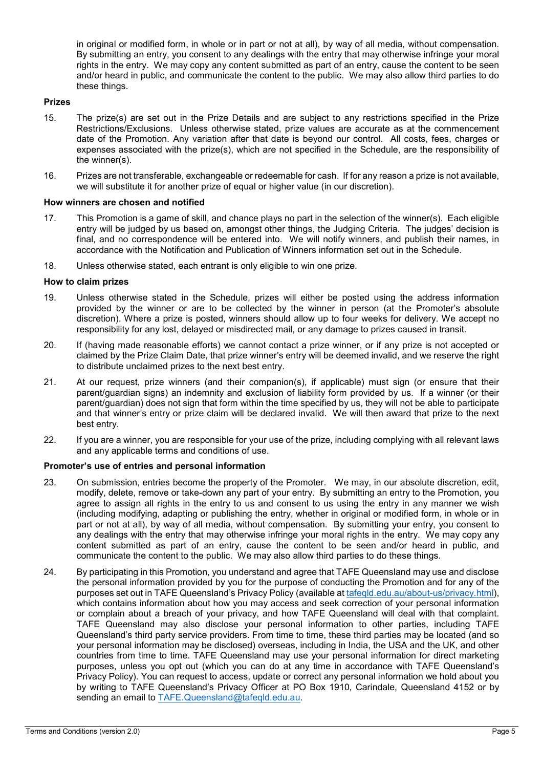in original or modified form, in whole or in part or not at all), by way of all media, without compensation. By submitting an entry, you consent to any dealings with the entry that may otherwise infringe your moral rights in the entry. We may copy any content submitted as part of an entry, cause the content to be seen and/or heard in public, and communicate the content to the public. We may also allow third parties to do these things.

**Prizes**

15. The prize(s) are set out in the Prize Details and are subject to any restrictions specified in the Prize Restrictions/Exclusions. Unless otherwise stated, prize values are accurate as at the commencement date of the Promotion. Any variation after that date is beyond our control. All costs, fees, charges or expenses associated with the prize(s), which are not specified in the Schedule, are the responsibility of the winner(s).

16. Prizes are not transferable, exchangeable or redeemable for cash. If for any reason a prize is not available, we will substitute it for another prize of equal or higher value (in our discretion).

**How winners are chosen and notified**

17. This Promotion is a game of skill, and chance plays no part in the selection of the winner(s). Each eligible entry will be judged by us based on, amongst other things, the Judging Criteria. The judges' decision is final, and no correspondence will be entered into. We will notify winners, and publish their names, in accordance with the Notification and Publication of Winners information set out in the Schedule.

18. Unless otherwise stated, each entrant is only eligible to win one prize.

**How to claim prizes**

19. Unless otherwise stated in the Schedule, prizes will either be posted using the address information provided by the winner or are to be collected by the winner in person (at the Promoter's absolute discretion). Where a prize is posted, winners should allow up to four weeks for delivery. We accept no responsibility for any lost, delayed or misdirected mail, or any damage to prizes caused in transit.

20. If (having made reasonable efforts) we cannot contact a prize winner, or if any prize is not accepted or claimed by the Prize Claim Date, that prize winner's entry will be deemed invalid, and we reserve the right to distribute unclaimed prizes to the next best entry.

21. At our request, prize winners (and their companion(s), if applicable) must sign (or ensure that their parent/guardian signs) an indemnity and exclusion of liability form provided by us. If a winner (or their parent/guardian) does not sign that form within the time specified by us, they will not be able to participate and that winner's entry or prize claim will be declared invalid. We will then award that prize to the next best entry.

22. If you are a winner, you are responsible for your use of the prize, including complying with all relevant laws and any applicable terms and conditions of use.

**Promoter's use of entries and personal information**

23. On submission, entries become the property of the Promoter. We may, in our absolute discretion, edit, modify, delete, remove or take-down any part of your entry. By submitting an entry to the Promotion, you agree to assign all rights in the entry to us and consent to us using the entry in any manner we wish (including modifying, adapting or publishing the entry, whether in original or modified form, in whole or in part or not at all), by way of all media, without compensation. By submitting your entry, you consent to any dealings with the entry that may otherwise infringe your moral rights in the entry. We may copy any content submitted as part of an entry, cause the content to be seen and/or heard in public, and communicate the content to the public. We may also allow third parties to do these things.

24. By participating in this Promotion, you understand and agree that TAFE Queensland may use and disclose the personal information provided by you for the purpose of conducting the Promotion and for any of the purposes set out in TAFE Queensland's Privacy Policy (available at [tafeqld.edu.au/about-us/privacy.html](tafeqld.edu.au/about-us/privacy.html)), which contains information about how you may access and seek correction of your personal information or complain about a breach of your privacy, and how TAFE Queensland will deal with that complaint. TAFE Queensland may also disclose your personal information to other parties, including TAFE Queensland's third party service providers. From time to time, these third parties may be located (and so your personal information may be disclosed) overseas, including in India, the USA and the UK, and other countries from time to time. TAFE Queensland may use your personal information for direct marketing purposes, unless you opt out (which you can do at any time in accordance with TAFE Queensland's Privacy Policy). You can request to access, update or correct any personal information we hold about you by writing to TAFE Queensland's Privacy Officer at PO Box 1910, Carindale, Queensland 4152 or by sending an email to [TAFE.Queensland@tafeqld.edu.au](mailto:TAFE.Queensland@tafeqld.edu.au).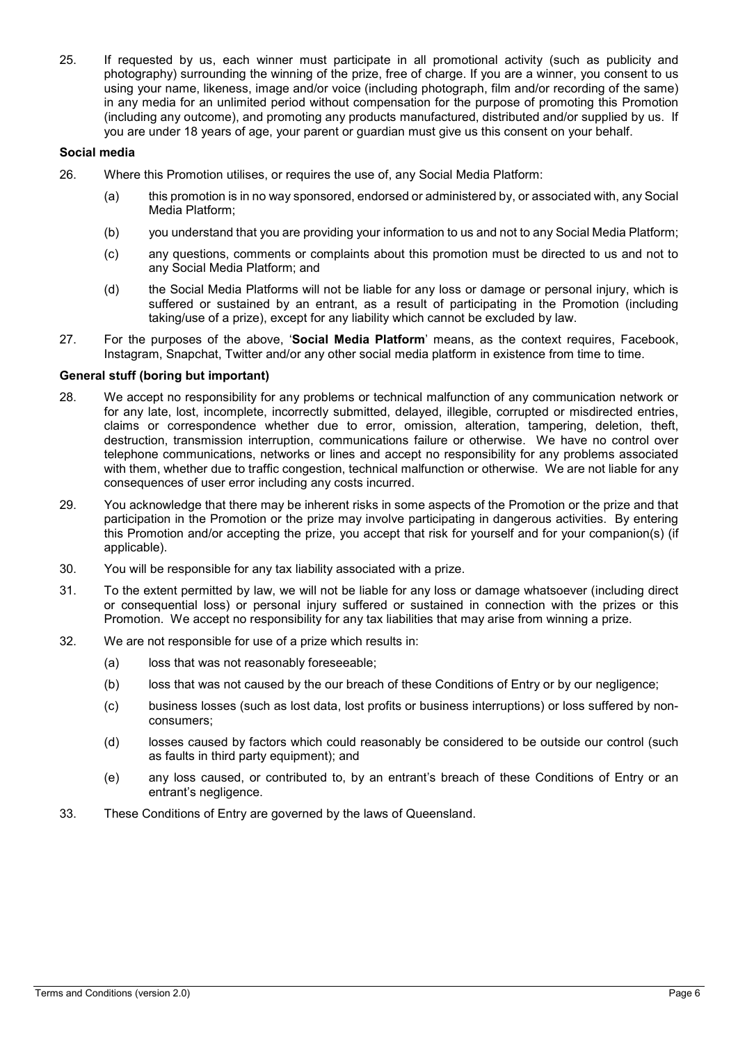25. If requested by us, each winner must participate in all promotional activity (such as publicity and photography) surrounding the winning of the prize, free of charge. If you are a winner, you consent to us using your name, likeness, image and/or voice (including photograph, film and/or recording of the same) in any media for an unlimited period without compensation for the purpose of promoting this Promotion (including any outcome), and promoting any products manufactured, distributed and/or supplied by us. If you are under 18 years of age, your parent or guardian must give us this consent on your behalf.

**Social media**

26. Where this Promotion utilises, or requires the use of, any Social Media Platform:

    (a) this promotion is in no way sponsored, endorsed or administered by, or associated with, any Social Media Platform;

    (b) you understand that you are providing your information to us and not to any Social Media Platform;

    (c) any questions, comments or complaints about this promotion must be directed to us and not to any Social Media Platform; and

    (d) the Social Media Platforms will not be liable for any loss or damage or personal injury, which is suffered or sustained by an entrant, as a result of participating in the Promotion (including taking/use of a prize), except for any liability which cannot be excluded by law.

27. For the purposes of the above, '**Social Media Platform**' means, as the context requires, Facebook, Instagram, Snapchat, Twitter and/or any other social media platform in existence from time to time.

**General stuff (boring but important)**

28. We accept no responsibility for any problems or technical malfunction of any communication network or for any late, lost, incomplete, incorrectly submitted, delayed, illegible, corrupted or misdirected entries, claims or correspondence whether due to error, omission, alteration, tampering, deletion, theft, destruction, transmission interruption, communications failure or otherwise. We have no control over telephone communications, networks or lines and accept no responsibility for any problems associated with them, whether due to traffic congestion, technical malfunction or otherwise. We are not liable for any consequences of user error including any costs incurred.

29. You acknowledge that there may be inherent risks in some aspects of the Promotion or the prize and that participation in the Promotion or the prize may involve participating in dangerous activities. By entering this Promotion and/or accepting the prize, you accept that risk for yourself and for your companion(s) (if applicable).

30. You will be responsible for any tax liability associated with a prize.

31. To the extent permitted by law, we will not be liable for any loss or damage whatsoever (including direct or consequential loss) or personal injury suffered or sustained in connection with the prizes or this Promotion. We accept no responsibility for any tax liabilities that may arise from winning a prize.

32. We are not responsible for use of a prize which results in:

    (a) loss that was not reasonably foreseeable;

    (b) loss that was not caused by the our breach of these Conditions of Entry or by our negligence;

    (c) business losses (such as lost data, lost profits or business interruptions) or loss suffered by non-consumers;

    (d) losses caused by factors which could reasonably be considered to be outside our control (such as faults in third party equipment); and

    (e) any loss caused, or contributed to, by an entrant's breach of these Conditions of Entry or an entrant's negligence.

33. These Conditions of Entry are governed by the laws of Queensland.